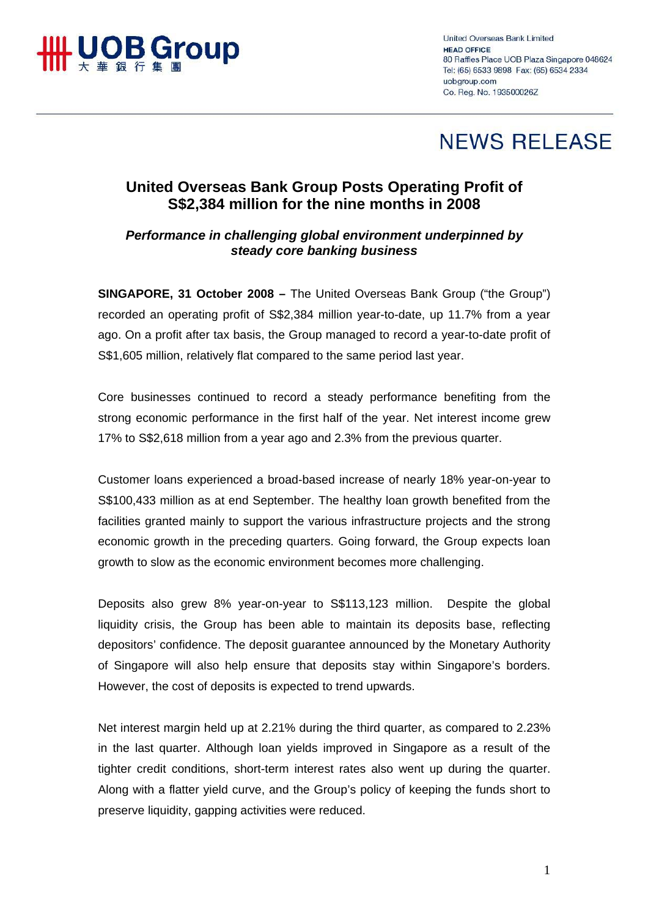UOB Group
大華銀行集團

United Overseas Bank Limited
**HEAD OFFICE**
80 Raffles Place UOB Plaza Singapore 048624
Tel: (65) 6533 9898 Fax: (65) 6534 2334
uobgroup.com
Co. Reg. No. 193500026Z

# NEWS RELEASE

## United Overseas Bank Group Posts Operating Profit of S$2,384 million for the nine months in 2008

***Performance in challenging global environment underpinned by steady core banking business***

**SINGAPORE, 31 October 2008 –** The United Overseas Bank Group ("the Group") recorded an operating profit of S$2,384 million year-to-date, up 11.7% from a year ago. On a profit after tax basis, the Group managed to record a year-to-date profit of S$1,605 million, relatively flat compared to the same period last year.

Core businesses continued to record a steady performance benefiting from the strong economic performance in the first half of the year. Net interest income grew 17% to S$2,618 million from a year ago and 2.3% from the previous quarter.

Customer loans experienced a broad-based increase of nearly 18% year-on-year to S$100,433 million as at end September. The healthy loan growth benefited from the facilities granted mainly to support the various infrastructure projects and the strong economic growth in the preceding quarters. Going forward, the Group expects loan growth to slow as the economic environment becomes more challenging.

Deposits also grew 8% year-on-year to S$113,123 million. Despite the global liquidity crisis, the Group has been able to maintain its deposits base, reflecting depositors' confidence. The deposit guarantee announced by the Monetary Authority of Singapore will also help ensure that deposits stay within Singapore's borders. However, the cost of deposits is expected to trend upwards.

Net interest margin held up at 2.21% during the third quarter, as compared to 2.23% in the last quarter. Although loan yields improved in Singapore as a result of the tighter credit conditions, short-term interest rates also went up during the quarter. Along with a flatter yield curve, and the Group's policy of keeping the funds short to preserve liquidity, gapping activities were reduced.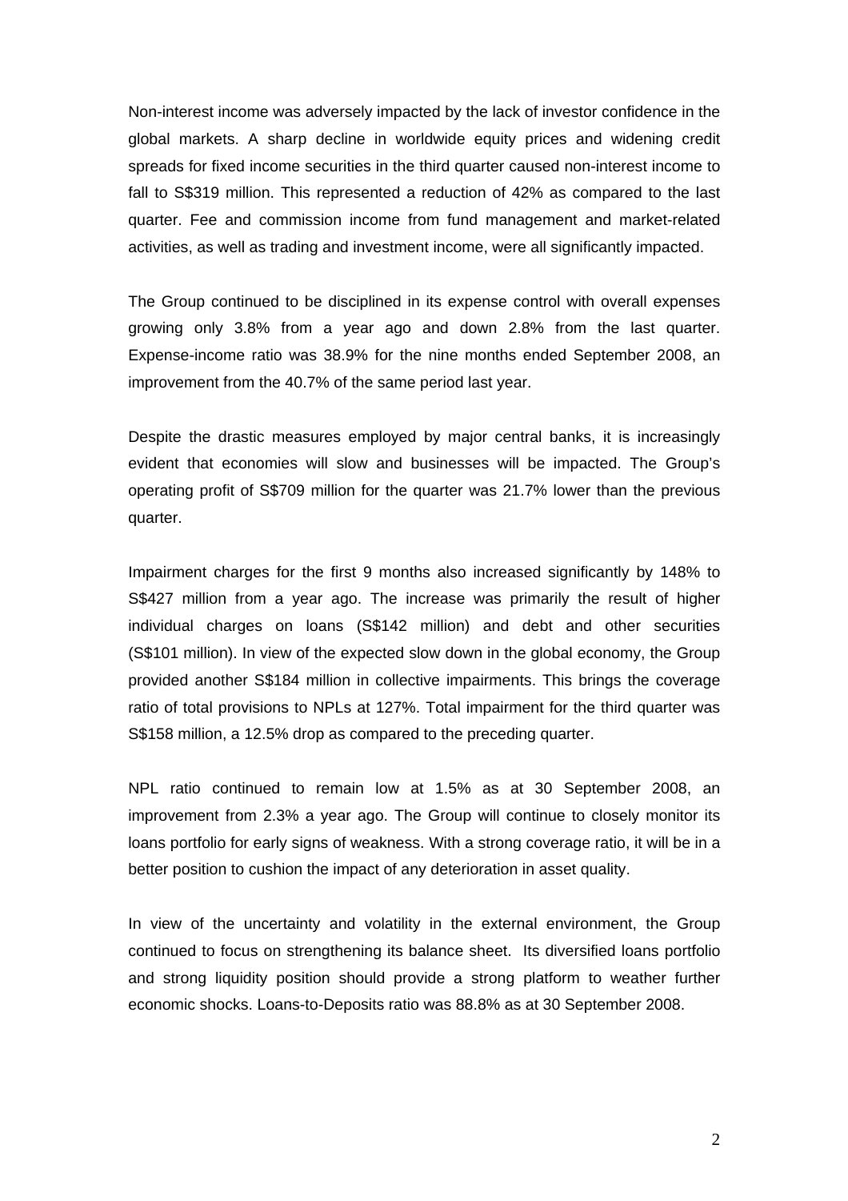Non-interest income was adversely impacted by the lack of investor confidence in the global markets. A sharp decline in worldwide equity prices and widening credit spreads for fixed income securities in the third quarter caused non-interest income to fall to S$319 million. This represented a reduction of 42% as compared to the last quarter. Fee and commission income from fund management and market-related activities, as well as trading and investment income, were all significantly impacted.

The Group continued to be disciplined in its expense control with overall expenses growing only 3.8% from a year ago and down 2.8% from the last quarter. Expense-income ratio was 38.9% for the nine months ended September 2008, an improvement from the 40.7% of the same period last year.

Despite the drastic measures employed by major central banks, it is increasingly evident that economies will slow and businesses will be impacted. The Group's operating profit of S$709 million for the quarter was 21.7% lower than the previous quarter.

Impairment charges for the first 9 months also increased significantly by 148% to S$427 million from a year ago. The increase was primarily the result of higher individual charges on loans (S$142 million) and debt and other securities (S$101 million). In view of the expected slow down in the global economy, the Group provided another S$184 million in collective impairments. This brings the coverage ratio of total provisions to NPLs at 127%. Total impairment for the third quarter was S$158 million, a 12.5% drop as compared to the preceding quarter.

NPL ratio continued to remain low at 1.5% as at 30 September 2008, an improvement from 2.3% a year ago. The Group will continue to closely monitor its loans portfolio for early signs of weakness. With a strong coverage ratio, it will be in a better position to cushion the impact of any deterioration in asset quality.

In view of the uncertainty and volatility in the external environment, the Group continued to focus on strengthening its balance sheet. Its diversified loans portfolio and strong liquidity position should provide a strong platform to weather further economic shocks. Loans-to-Deposits ratio was 88.8% as at 30 September 2008.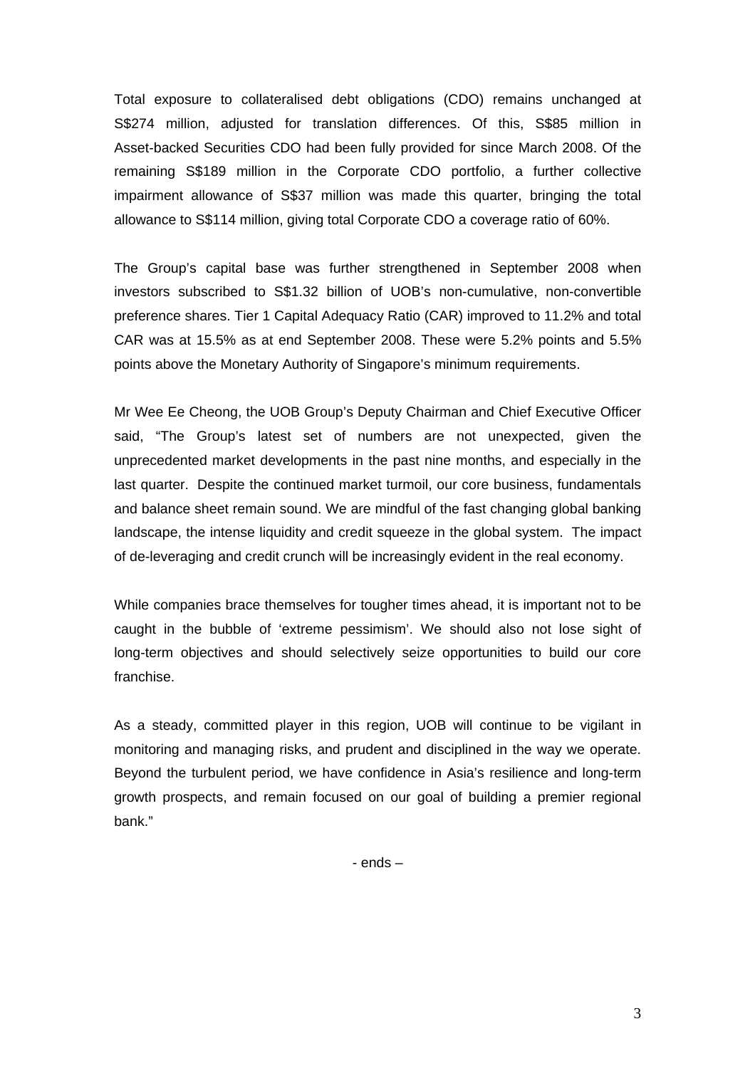Total exposure to collateralised debt obligations (CDO) remains unchanged at S$274 million, adjusted for translation differences. Of this, S$85 million in Asset-backed Securities CDO had been fully provided for since March 2008. Of the remaining S$189 million in the Corporate CDO portfolio, a further collective impairment allowance of S$37 million was made this quarter, bringing the total allowance to S$114 million, giving total Corporate CDO a coverage ratio of 60%.

The Group's capital base was further strengthened in September 2008 when investors subscribed to S$1.32 billion of UOB's non-cumulative, non-convertible preference shares. Tier 1 Capital Adequacy Ratio (CAR) improved to 11.2% and total CAR was at 15.5% as at end September 2008. These were 5.2% points and 5.5% points above the Monetary Authority of Singapore's minimum requirements.

Mr Wee Ee Cheong, the UOB Group's Deputy Chairman and Chief Executive Officer said, "The Group's latest set of numbers are not unexpected, given the unprecedented market developments in the past nine months, and especially in the last quarter. Despite the continued market turmoil, our core business, fundamentals and balance sheet remain sound. We are mindful of the fast changing global banking landscape, the intense liquidity and credit squeeze in the global system. The impact of de-leveraging and credit crunch will be increasingly evident in the real economy.

While companies brace themselves for tougher times ahead, it is important not to be caught in the bubble of 'extreme pessimism'. We should also not lose sight of long-term objectives and should selectively seize opportunities to build our core franchise.

As a steady, committed player in this region, UOB will continue to be vigilant in monitoring and managing risks, and prudent and disciplined in the way we operate. Beyond the turbulent period, we have confidence in Asia's resilience and long-term growth prospects, and remain focused on our goal of building a premier regional bank."

- ends –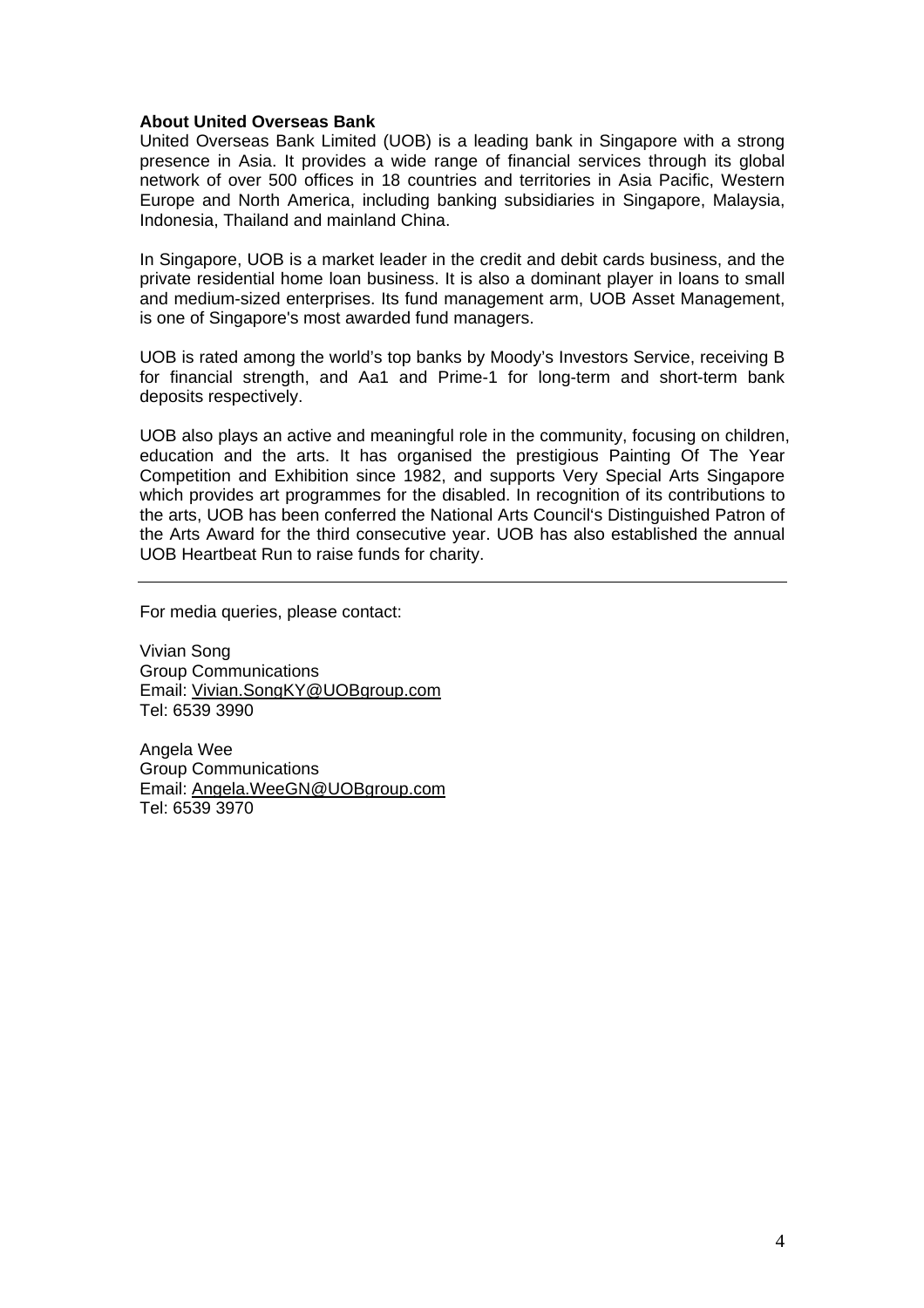**About United Overseas Bank**

United Overseas Bank Limited (UOB) is a leading bank in Singapore with a strong presence in Asia. It provides a wide range of financial services through its global network of over 500 offices in 18 countries and territories in Asia Pacific, Western Europe and North America, including banking subsidiaries in Singapore, Malaysia, Indonesia, Thailand and mainland China.

In Singapore, UOB is a market leader in the credit and debit cards business, and the private residential home loan business. It is also a dominant player in loans to small and medium-sized enterprises. Its fund management arm, UOB Asset Management, is one of Singapore's most awarded fund managers.

UOB is rated among the world's top banks by Moody's Investors Service, receiving B for financial strength, and Aa1 and Prime-1 for long-term and short-term bank deposits respectively.

UOB also plays an active and meaningful role in the community, focusing on children, education and the arts. It has organised the prestigious Painting Of The Year Competition and Exhibition since 1982, and supports Very Special Arts Singapore which provides art programmes for the disabled. In recognition of its contributions to the arts, UOB has been conferred the National Arts Council's Distinguished Patron of the Arts Award for the third consecutive year. UOB has also established the annual UOB Heartbeat Run to raise funds for charity.

---

For media queries, please contact:

Vivian Song
Group Communications
Email: Vivian.SongKY@UOBgroup.com
Tel: 6539 3990

Angela Wee
Group Communications
Email: Angela.WeeGN@UOBgroup.com
Tel: 6539 3970